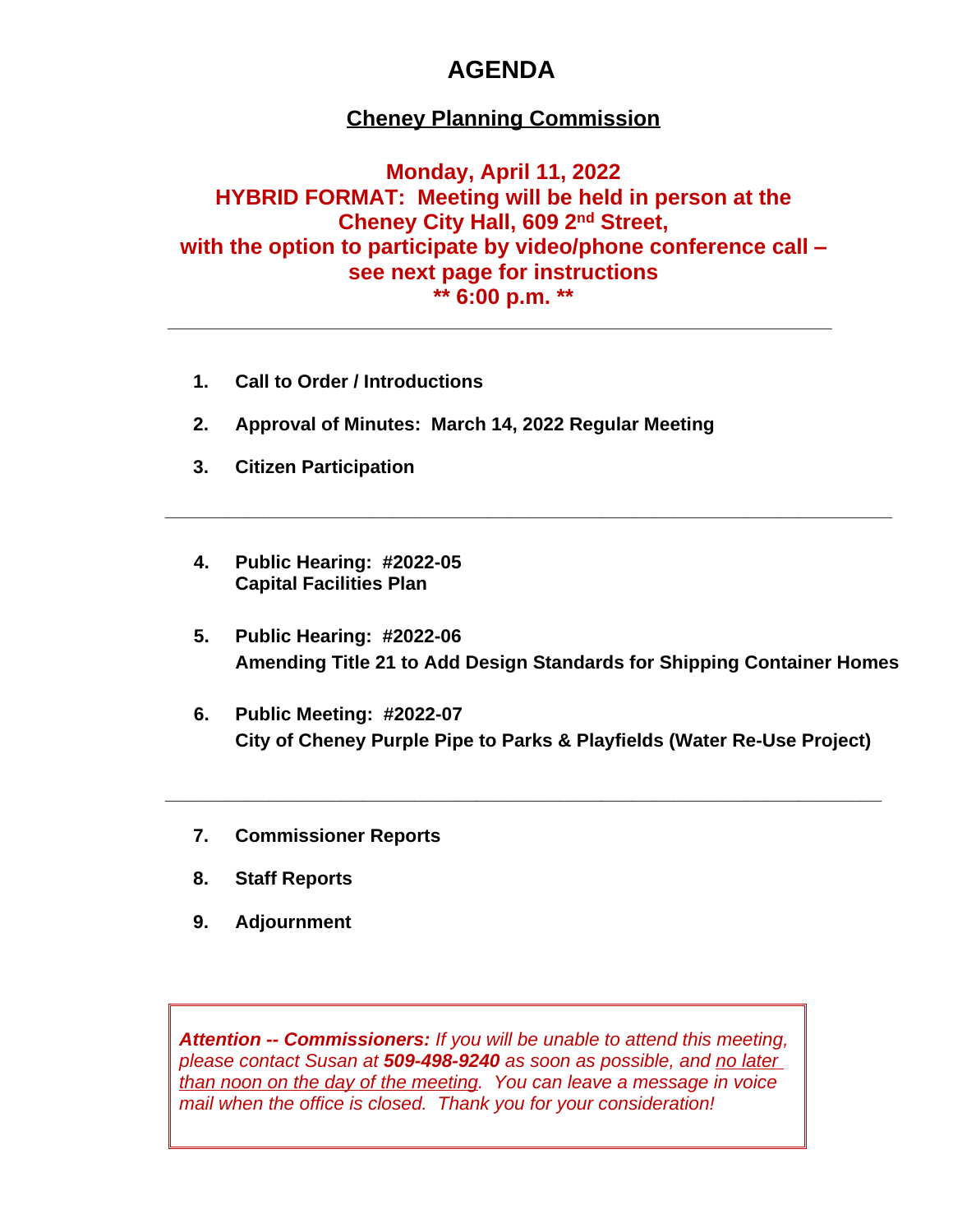# AGENDA

## Cheney Planning Commission

**Monday, April 11, 2022**
**HYBRID FORMAT: Meeting will be held in person at the Cheney City Hall, 609 2nd Street, with the option to participate by video/phone conference call – see next page for instructions**
**\*\* 6:00 p.m. \*\***

---

1. **Call to Order / Introductions**

2. **Approval of Minutes: March 14, 2022 Regular Meeting**

3. **Citizen Participation**

---

4. **Public Hearing: #2022-05**
   **Capital Facilities Plan**

5. **Public Hearing: #2022-06**
   **Amending Title 21 to Add Design Standards for Shipping Container Homes**

6. **Public Meeting: #2022-07**
   **City of Cheney Purple Pipe to Parks & Playfields (Water Re-Use Project)**

---

7. **Commissioner Reports**

8. **Staff Reports**

9. **Adjournment**

***Attention -- Commissioners:*** *If you will be unable to attend this meeting, please contact Susan at* ***509-498-9240*** *as soon as possible, and no later than noon on the day of the meeting. You can leave a message in voice mail when the office is closed. Thank you for your consideration!*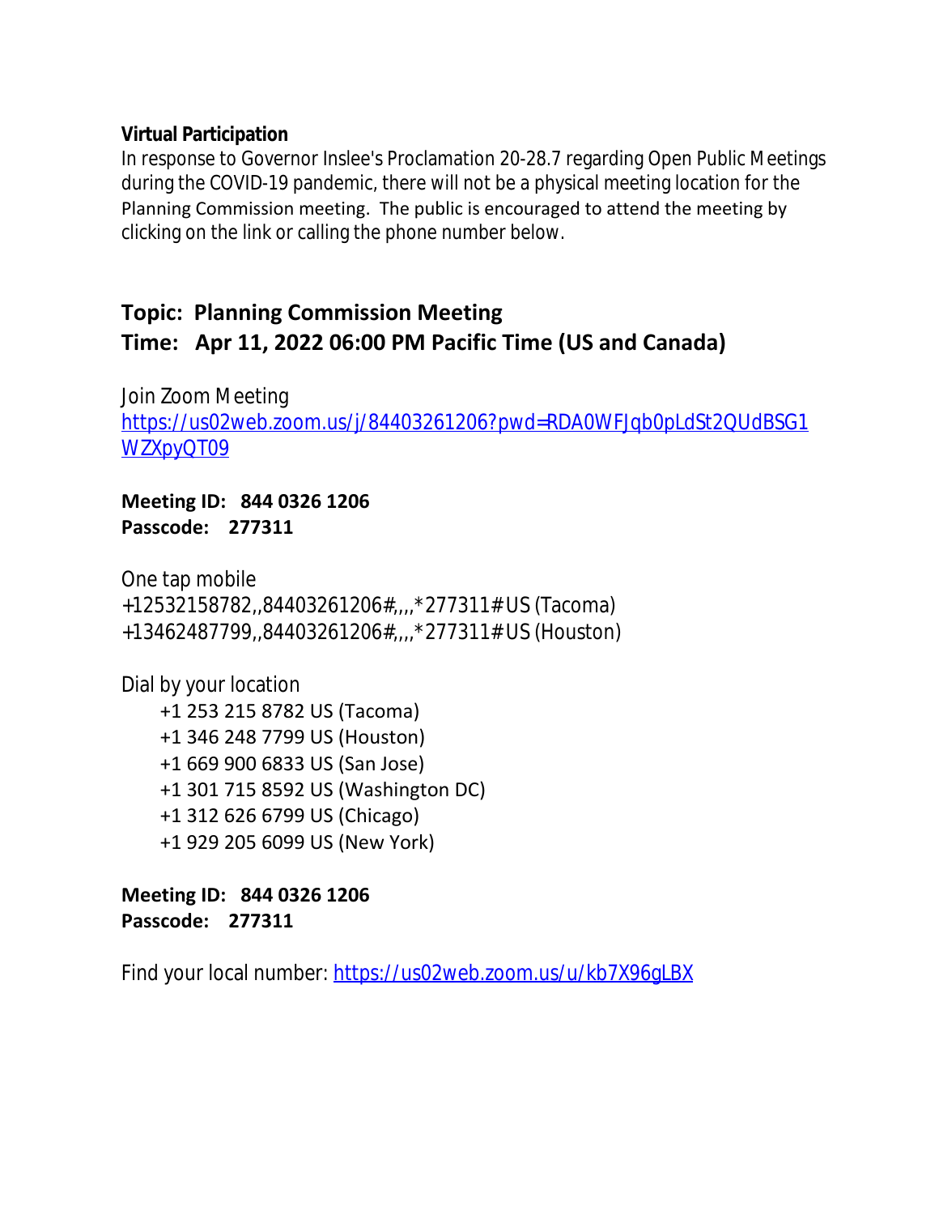**Virtual Participation**

In response to Governor Inslee's Proclamation 20-28.7 regarding Open Public Meetings during the COVID-19 pandemic, there will not be a physical meeting location for the Planning Commission meeting. The public is encouraged to attend the meeting by clicking on the link or calling the phone number below.

## Topic: Planning Commission Meeting
## Time: Apr 11, 2022 06:00 PM Pacific Time (US and Canada)

Join Zoom Meeting
https://us02web.zoom.us/j/84403261206?pwd=RDA0WFJqb0pLdSt2QUdBSG1WZXpyQT09

**Meeting ID: 844 0326 1206**
**Passcode: 277311**

One tap mobile
+12532158782,,84403261206#,,,,*277311# US (Tacoma)
+13462487799,,84403261206#,,,,*277311# US (Houston)

Dial by your location
- +1 253 215 8782 US (Tacoma)
- +1 346 248 7799 US (Houston)
- +1 669 900 6833 US (San Jose)
- +1 301 715 8592 US (Washington DC)
- +1 312 626 6799 US (Chicago)
- +1 929 205 6099 US (New York)

**Meeting ID: 844 0326 1206**
**Passcode: 277311**

Find your local number: https://us02web.zoom.us/u/kb7X96gLBX